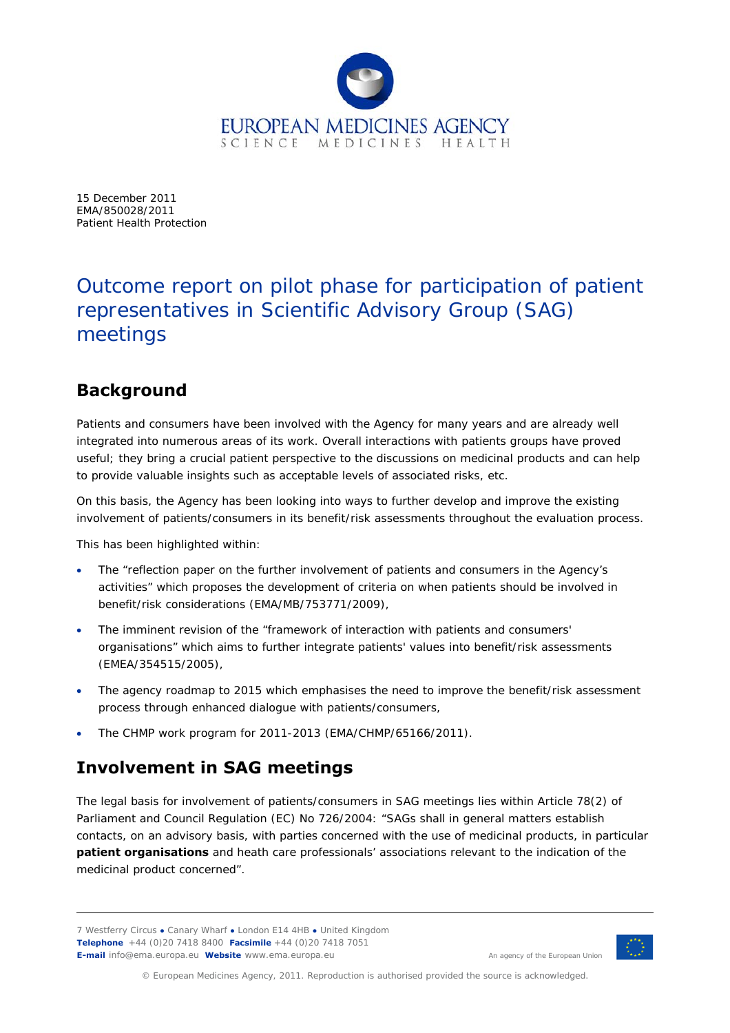15 December 2011
EMA/850028/2011
Patient Health Protection

# Outcome report on pilot phase for participation of patient representatives in Scientific Advisory Group (SAG) meetings

## Background

Patients and consumers have been involved with the Agency for many years and are already well integrated into numerous areas of its work. Overall interactions with patients groups have proved useful; they bring a crucial patient perspective to the discussions on medicinal products and can help to provide valuable insights such as acceptable levels of associated risks, etc.

On this basis, the Agency has been looking into ways to further develop and improve the existing involvement of patients/consumers in its benefit/risk assessments throughout the evaluation process.

This has been highlighted within:

- The "reflection paper on the further involvement of patients and consumers in the Agency's activities" which proposes the development of criteria on when patients should be involved in benefit/risk considerations (EMA/MB/753771/2009),
- The imminent revision of the "framework of interaction with patients and consumers' organisations" which aims to further integrate patients' values into benefit/risk assessments (EMEA/354515/2005),
- The agency roadmap to 2015 which emphasises the need to improve the benefit/risk assessment process through enhanced dialogue with patients/consumers,
- The CHMP work program for 2011-2013 (EMA/CHMP/65166/2011).

## Involvement in SAG meetings

The legal basis for involvement of patients/consumers in SAG meetings lies within Article 78(2) of Parliament and Council Regulation (EC) No 726/2004: "SAGs shall in general matters establish contacts, on an advisory basis, with parties concerned with the use of medicinal products, in particular **patient organisations** and heath care professionals' associations relevant to the indication of the medicinal product concerned".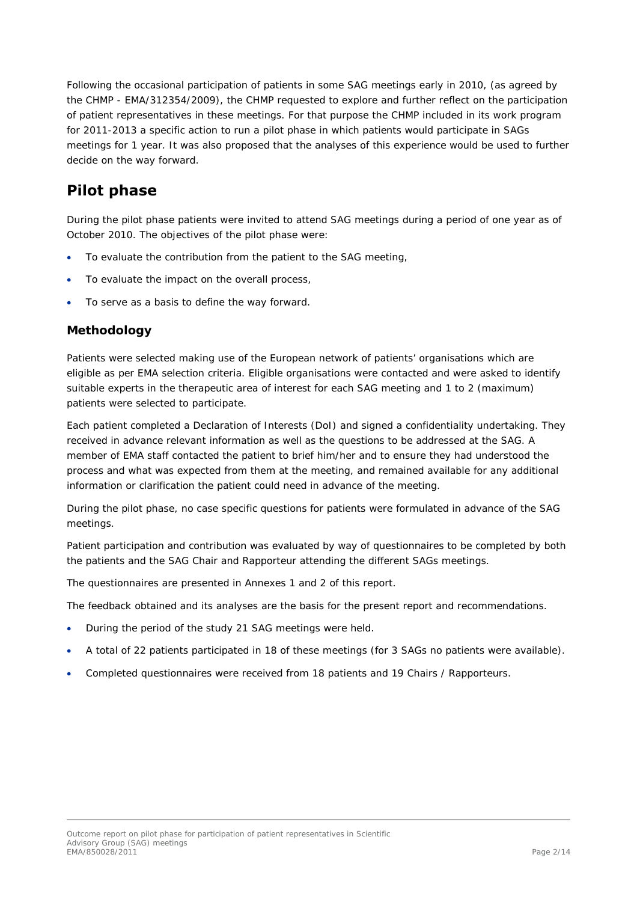Following the occasional participation of patients in some SAG meetings early in 2010, (as agreed by the CHMP - EMA/312354/2009), the CHMP requested to explore and further reflect on the participation of patient representatives in these meetings. For that purpose the CHMP included in its work program for 2011-2013 a specific action to run a pilot phase in which patients would participate in SAGs meetings for 1 year. It was also proposed that the analyses of this experience would be used to further decide on the way forward.

# Pilot phase

During the pilot phase patients were invited to attend SAG meetings during a period of one year as of October 2010. The objectives of the pilot phase were:

- To evaluate the contribution from the patient to the SAG meeting,
- To evaluate the impact on the overall process,
- To serve as a basis to define the way forward.

## Methodology

Patients were selected making use of the European network of patients' organisations which are eligible as per EMA selection criteria. Eligible organisations were contacted and were asked to identify suitable experts in the therapeutic area of interest for each SAG meeting and 1 to 2 (maximum) patients were selected to participate.

Each patient completed a Declaration of Interests (DoI) and signed a confidentiality undertaking. They received in advance relevant information as well as the questions to be addressed at the SAG. A member of EMA staff contacted the patient to brief him/her and to ensure they had understood the process and what was expected from them at the meeting, and remained available for any additional information or clarification the patient could need in advance of the meeting.

During the pilot phase, no case specific questions for patients were formulated in advance of the SAG meetings.

Patient participation and contribution was evaluated by way of questionnaires to be completed by both the patients and the SAG Chair and Rapporteur attending the different SAGs meetings.

The questionnaires are presented in Annexes 1 and 2 of this report.

The feedback obtained and its analyses are the basis for the present report and recommendations.

- During the period of the study 21 SAG meetings were held.
- A total of 22 patients participated in 18 of these meetings (for 3 SAGs no patients were available).
- Completed questionnaires were received from 18 patients and 19 Chairs / Rapporteurs.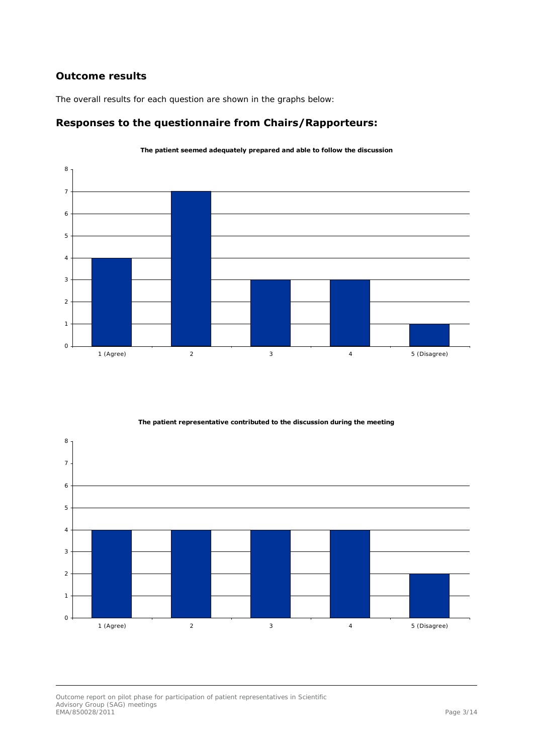## Outcome results

The overall results for each question are shown in the graphs below:

## Responses to the questionnaire from Chairs/Rapporteurs:

**The patient seemed adequately prepared and able to follow the discussion**

| Response | Count |
|---|---|
| 1 (Agree) | 4 |
| 2 | 7 |
| 3 | 3 |
| 4 | 3 |
| 5 (Disagree) | 1 |

**The patient representative contributed to the discussion during the meeting**

| Response | Count |
|---|---|
| 1 (Agree) | 4 |
| 2 | 4 |
| 3 | 4 |
| 4 | 4 |
| 5 (Disagree) | 2 |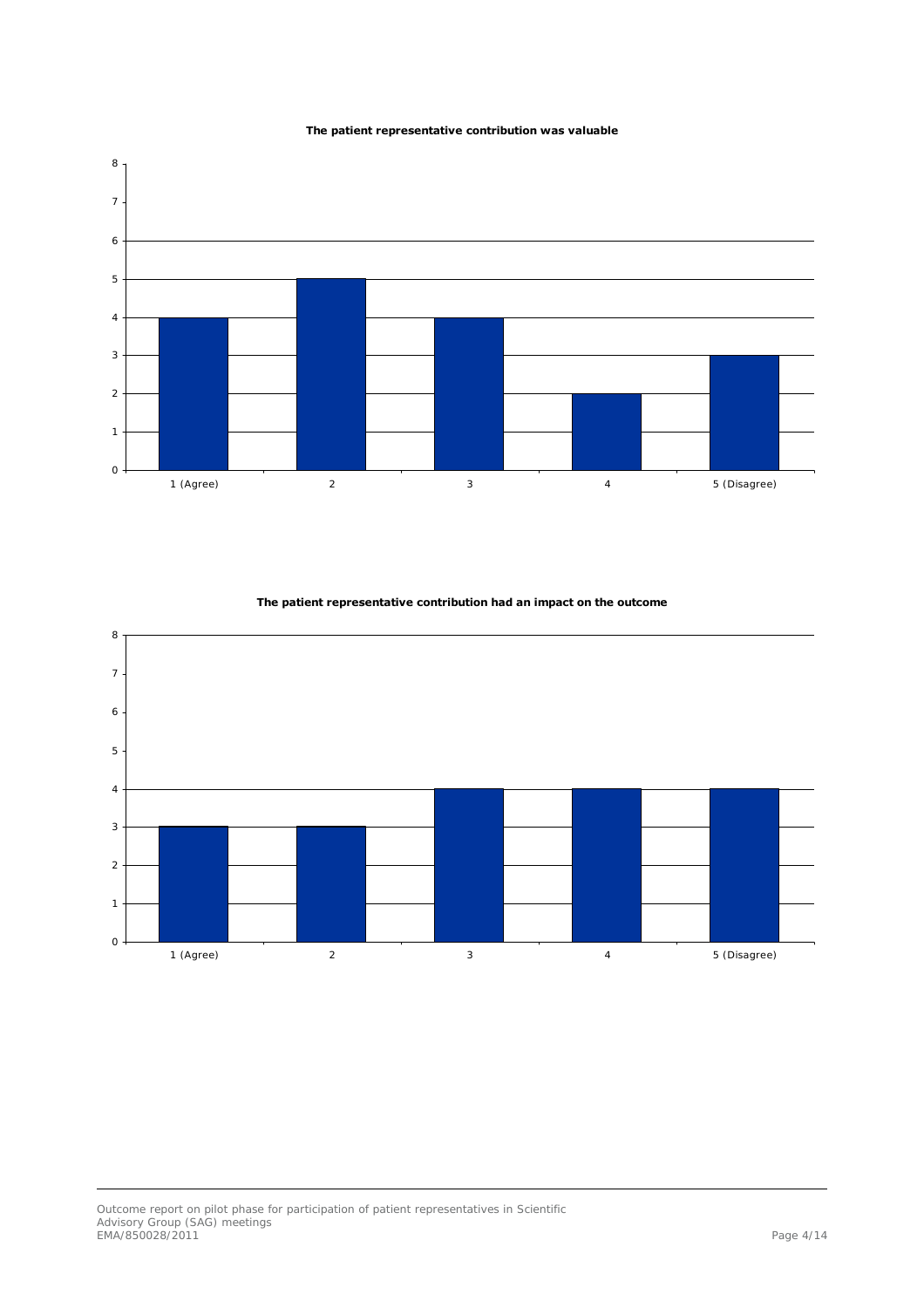**The patient representative contribution was valuable**

| Response | Count |
|---|---|
| 1 (Agree) | 4 |
| 2 | 5 |
| 3 | 4 |
| 4 | 2 |
| 5 (Disagree) | 3 |

**The patient representative contribution had an impact on the outcome**

| Response | Count |
|---|---|
| 1 (Agree) | 3 |
| 2 | 3 |
| 3 | 4 |
| 4 | 4 |
| 5 (Disagree) | 4 |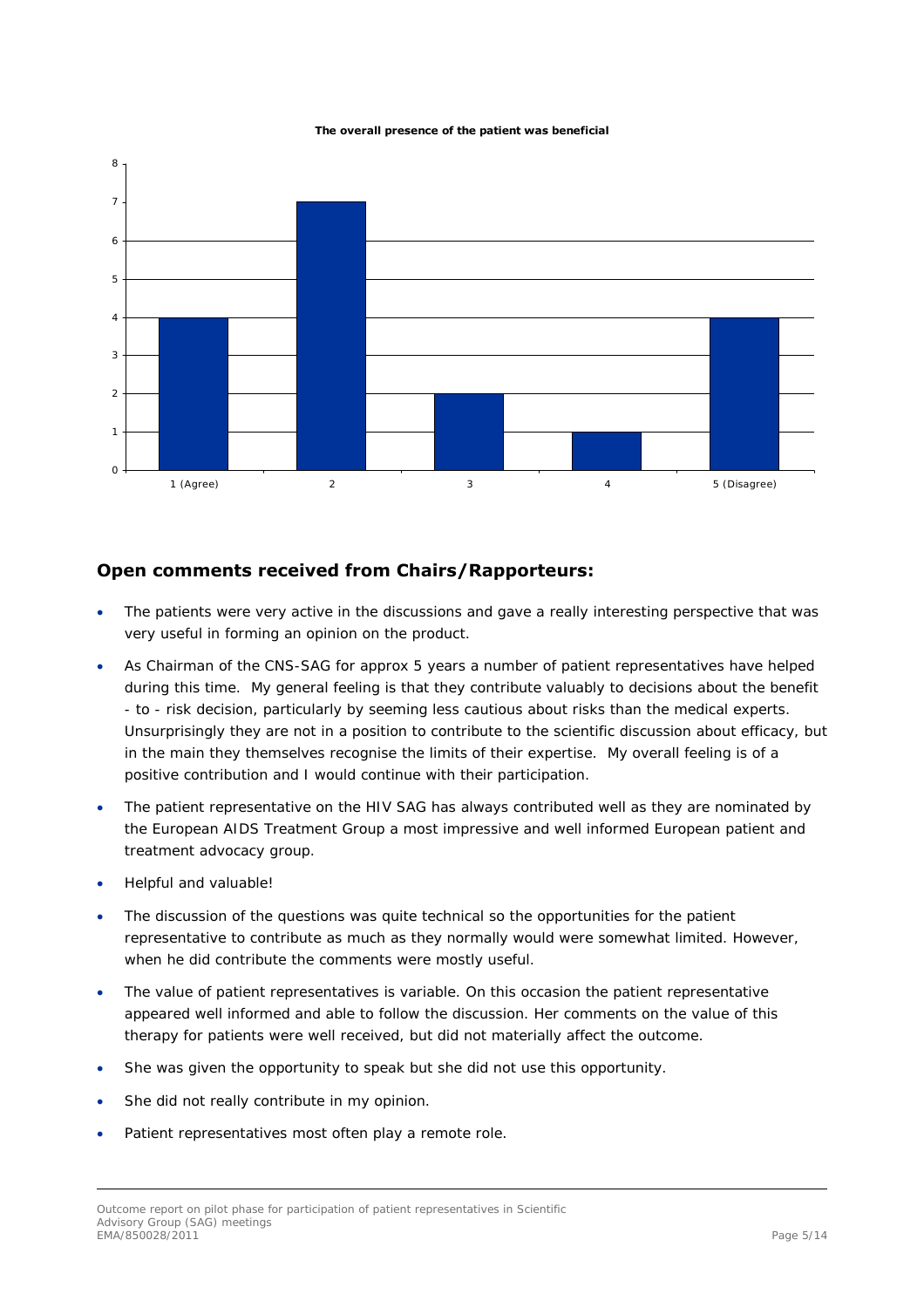**The overall presence of the patient was beneficial**

| Response | Count |
|---|---|
| 1 (Agree) | 4 |
| 2 | 7 |
| 3 | 2 |
| 4 | 1 |
| 5 (Disagree) | 4 |

## Open comments received from Chairs/Rapporteurs:

- The patients were very active in the discussions and gave a really interesting perspective that was very useful in forming an opinion on the product.
- As Chairman of the CNS-SAG for approx 5 years a number of patient representatives have helped during this time. My general feeling is that they contribute valuably to decisions about the benefit - to - risk decision, particularly by seeming less cautious about risks than the medical experts. Unsurprisingly they are not in a position to contribute to the scientific discussion about efficacy, but in the main they themselves recognise the limits of their expertise. My overall feeling is of a positive contribution and I would continue with their participation.
- The patient representative on the HIV SAG has always contributed well as they are nominated by the European AIDS Treatment Group a most impressive and well informed European patient and treatment advocacy group.
- Helpful and valuable!
- The discussion of the questions was quite technical so the opportunities for the patient representative to contribute as much as they normally would were somewhat limited. However, when he did contribute the comments were mostly useful.
- The value of patient representatives is variable. On this occasion the patient representative appeared well informed and able to follow the discussion. Her comments on the value of this therapy for patients were well received, but did not materially affect the outcome.
- She was given the opportunity to speak but she did not use this opportunity.
- She did not really contribute in my opinion.
- Patient representatives most often play a remote role.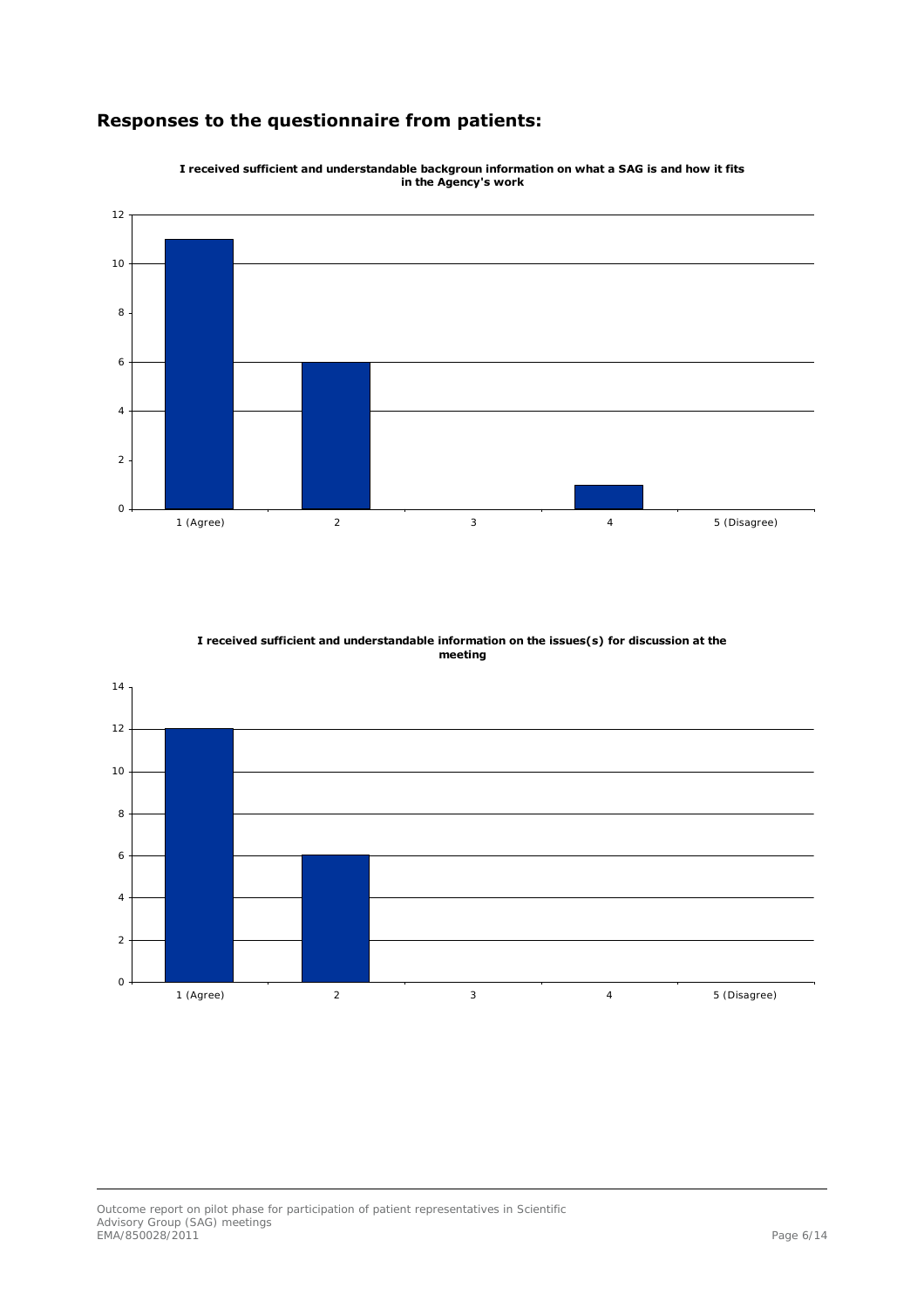## Responses to the questionnaire from patients:

**I received sufficient and understandable backgroun information on what a SAG is and how it fits in the Agency's work**

| Response | Count |
|---|---|
| 1 (Agree) | 11 |
| 2 | 6 |
| 3 | 0 |
| 4 | 1 |
| 5 (Disagree) | 0 |

**I received sufficient and understandable information on the issues(s) for discussion at the meeting**

| Response | Count |
|---|---|
| 1 (Agree) | 12 |
| 2 | 6 |
| 3 | 0 |
| 4 | 0 |
| 5 (Disagree) | 0 |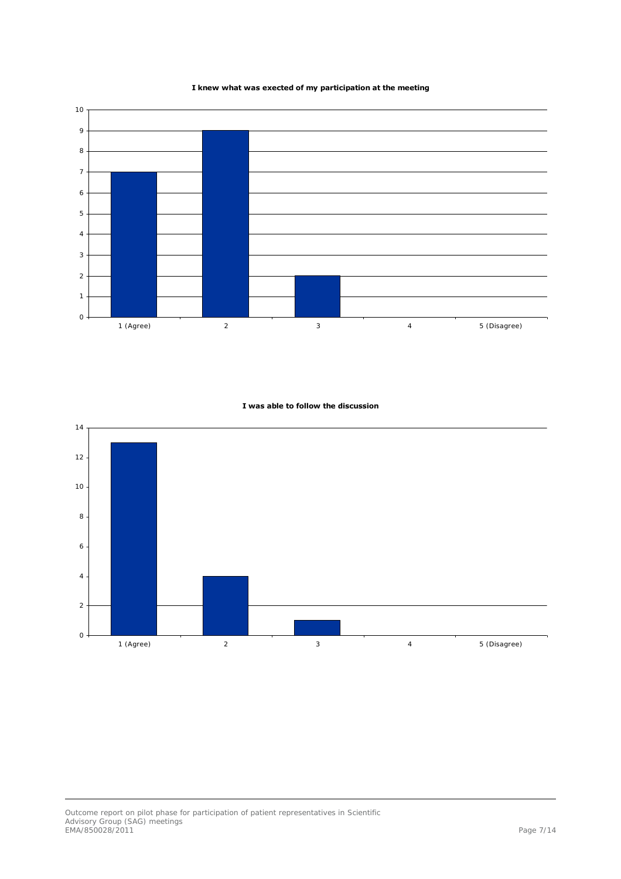**I knew what was exected of my participation at the meeting**

| Response | Count |
|---|---|
| 1 (Agree) | 7 |
| 2 | 9 |
| 3 | 2 |
| 4 | 0 |
| 5 (Disagree) | 0 |

**I was able to follow the discussion**

| Response | Count |
|---|---|
| 1 (Agree) | 13 |
| 2 | 4 |
| 3 | 1 |
| 4 | 0 |
| 5 (Disagree) | 0 |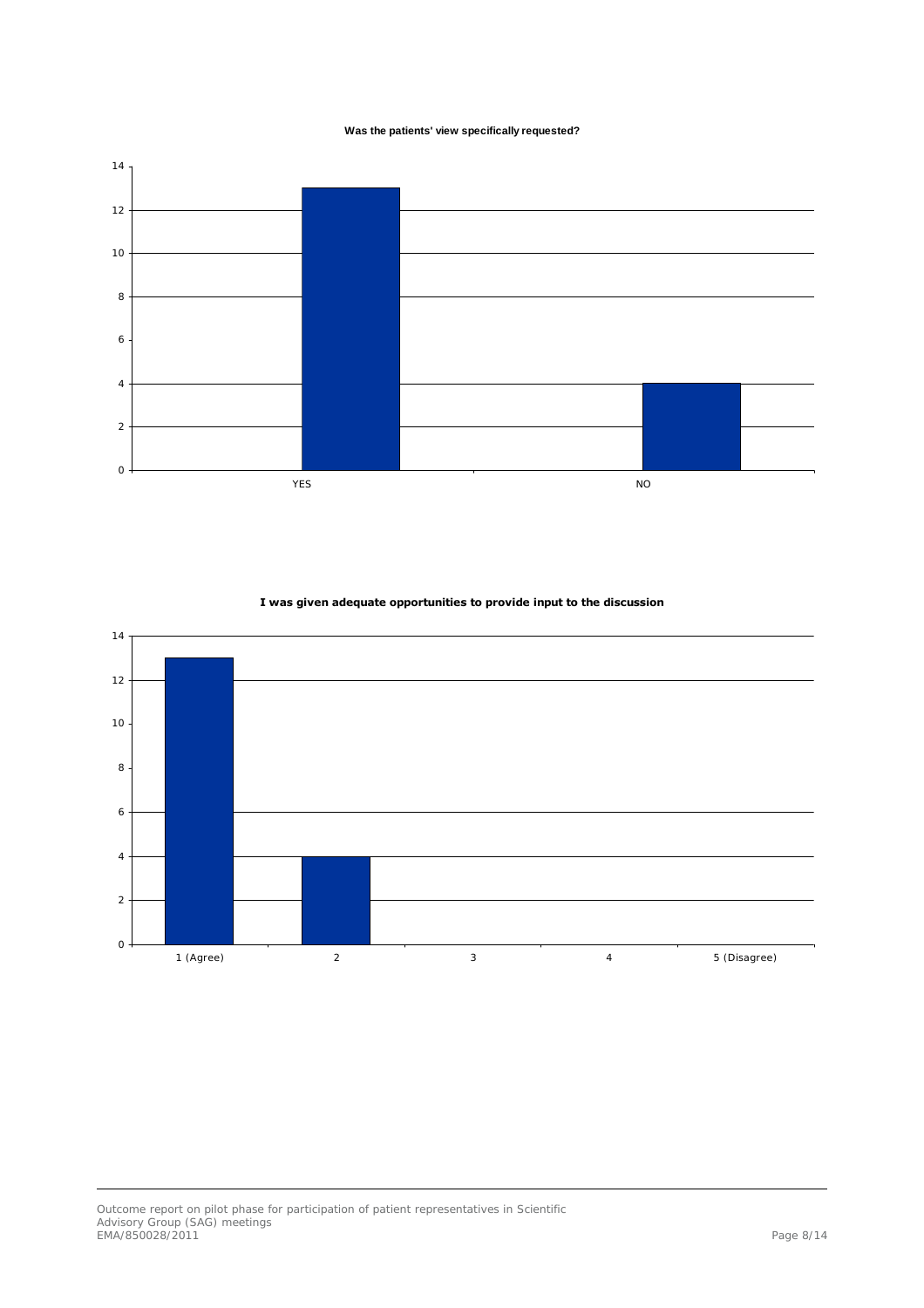**Was the patients' view specifically requested?**

| Response | Count |
|---|---|
| YES | 13 |
| NO | 4 |

**I was given adequate opportunities to provide input to the discussion**

| Response | Count |
|---|---|
| 1 (Agree) | 13 |
| 2 | 4 |
| 3 | 0 |
| 4 | 0 |
| 5 (Disagree) | 0 |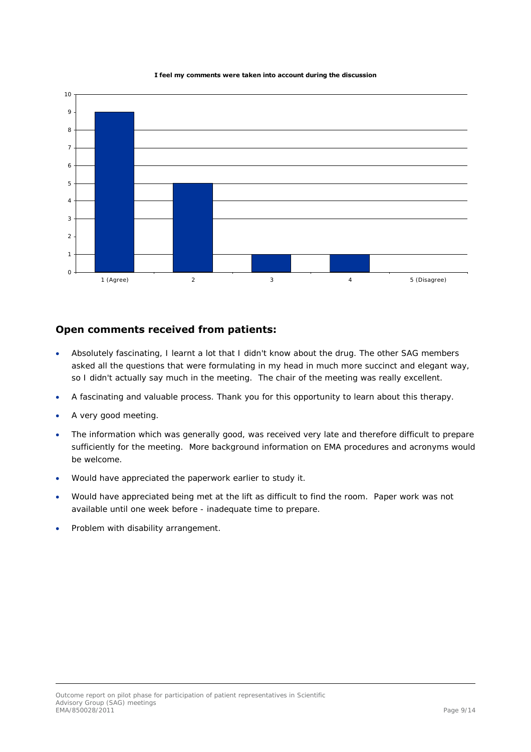**I feel my comments were taken into account during the discussion**

| Response | Count |
| --- | --- |
| 1 (Agree) | 9 |
| 2 | 5 |
| 3 | 1 |
| 4 | 1 |
| 5 (Disagree) | 0 |

## Open comments received from patients:

- Absolutely fascinating, I learnt a lot that I didn't know about the drug. The other SAG members asked all the questions that were formulating in my head in much more succinct and elegant way, so I didn't actually say much in the meeting. The chair of the meeting was really excellent.
- A fascinating and valuable process. Thank you for this opportunity to learn about this therapy.
- A very good meeting.
- The information which was generally good, was received very late and therefore difficult to prepare sufficiently for the meeting. More background information on EMA procedures and acronyms would be welcome.
- Would have appreciated the paperwork earlier to study it.
- Would have appreciated being met at the lift as difficult to find the room. Paper work was not available until one week before - inadequate time to prepare.
- Problem with disability arrangement.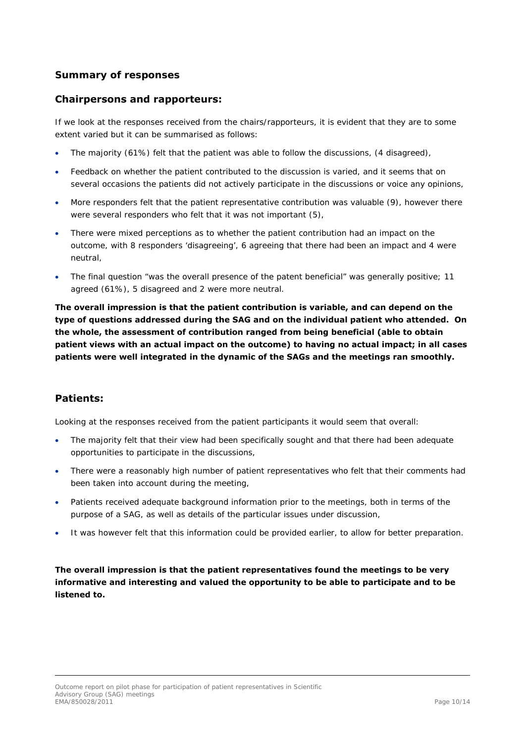## Summary of responses

### Chairpersons and rapporteurs:

If we look at the responses received from the chairs/rapporteurs, it is evident that they are to some extent varied but it can be summarised as follows:

- The majority (61%) felt that the patient was able to follow the discussions, (4 disagreed),
- Feedback on whether the patient contributed to the discussion is varied, and it seems that on several occasions the patients did not actively participate in the discussions or voice any opinions,
- More responders felt that the patient representative contribution was valuable (9), however there were several responders who felt that it was not important (5),
- There were mixed perceptions as to whether the patient contribution had an impact on the outcome, with 8 responders 'disagreeing', 6 agreeing that there had been an impact and 4 were neutral,
- The final question "was the overall presence of the patent beneficial" was generally positive; 11 agreed (61%), 5 disagreed and 2 were more neutral.

**The overall impression is that the patient contribution is variable, and can depend on the type of questions addressed during the SAG and on the individual patient who attended. On the whole, the assessment of contribution ranged from being beneficial (able to obtain patient views with an actual impact on the outcome) to having no actual impact; in all cases patients were well integrated in the dynamic of the SAGs and the meetings ran smoothly.**

### Patients:

Looking at the responses received from the patient participants it would seem that overall:

- The majority felt that their view had been specifically sought and that there had been adequate opportunities to participate in the discussions,
- There were a reasonably high number of patient representatives who felt that their comments had been taken into account during the meeting,
- Patients received adequate background information prior to the meetings, both in terms of the purpose of a SAG, as well as details of the particular issues under discussion,
- It was however felt that this information could be provided earlier, to allow for better preparation.

**The overall impression is that the patient representatives found the meetings to be very informative and interesting and valued the opportunity to be able to participate and to be listened to.**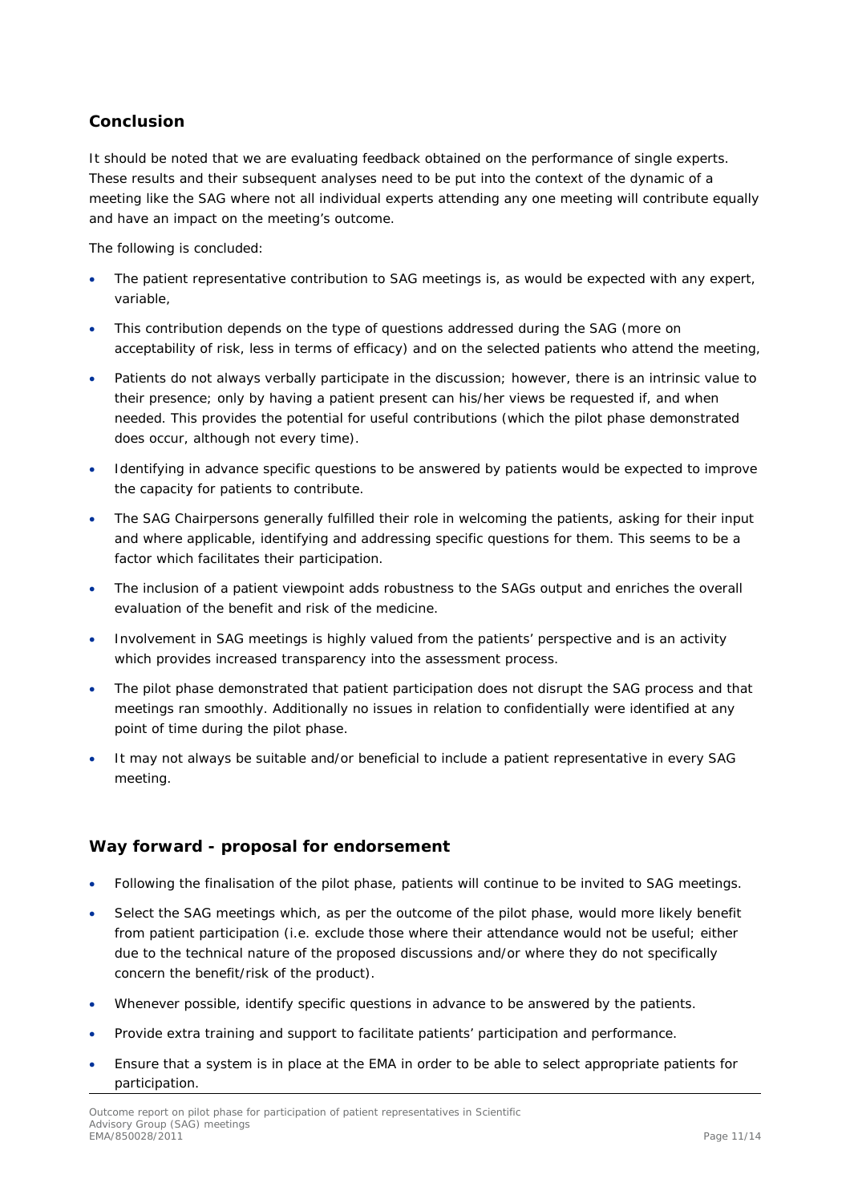## Conclusion

It should be noted that we are evaluating feedback obtained on the performance of single experts. These results and their subsequent analyses need to be put into the context of the dynamic of a meeting like the SAG where not all individual experts attending any one meeting will contribute equally and have an impact on the meeting's outcome.

The following is concluded:

- The patient representative contribution to SAG meetings is, as would be expected with any expert, variable,
- This contribution depends on the type of questions addressed during the SAG (more on acceptability of risk, less in terms of efficacy) and on the selected patients who attend the meeting,
- Patients do not always verbally participate in the discussion; however, there is an intrinsic value to their presence; only by having a patient present can his/her views be requested if, and when needed. This provides the potential for useful contributions (which the pilot phase demonstrated does occur, although not every time).
- Identifying in advance specific questions to be answered by patients would be expected to improve the capacity for patients to contribute.
- The SAG Chairpersons generally fulfilled their role in welcoming the patients, asking for their input and where applicable, identifying and addressing specific questions for them. This seems to be a factor which facilitates their participation.
- The inclusion of a patient viewpoint adds robustness to the SAGs output and enriches the overall evaluation of the benefit and risk of the medicine.
- Involvement in SAG meetings is highly valued from the patients' perspective and is an activity which provides increased transparency into the assessment process.
- The pilot phase demonstrated that patient participation does not disrupt the SAG process and that meetings ran smoothly. Additionally no issues in relation to confidentially were identified at any point of time during the pilot phase.
- It may not always be suitable and/or beneficial to include a patient representative in every SAG meeting.

## Way forward - proposal for endorsement

- Following the finalisation of the pilot phase, patients will continue to be invited to SAG meetings.
- Select the SAG meetings which, as per the outcome of the pilot phase, would more likely benefit from patient participation (i.e. exclude those where their attendance would not be useful; either due to the technical nature of the proposed discussions and/or where they do not specifically concern the benefit/risk of the product).
- Whenever possible, identify specific questions in advance to be answered by the patients.
- Provide extra training and support to facilitate patients' participation and performance.
- Ensure that a system is in place at the EMA in order to be able to select appropriate patients for participation.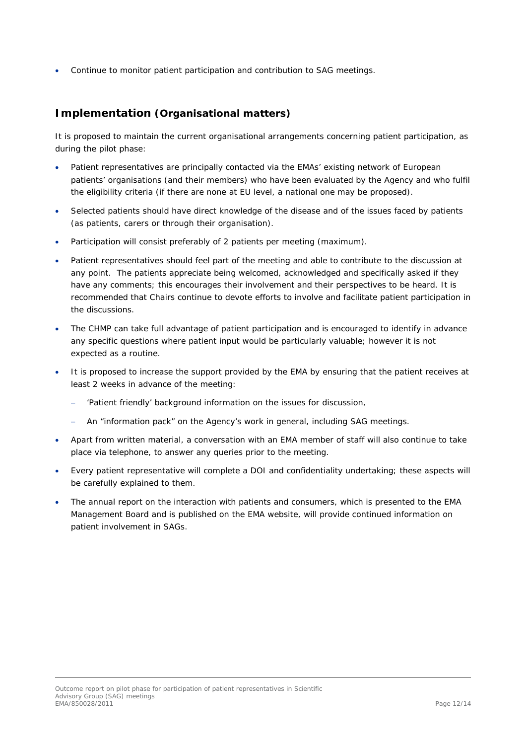- Continue to monitor patient participation and contribution to SAG meetings.

## Implementation (Organisational matters)

It is proposed to maintain the current organisational arrangements concerning patient participation, as during the pilot phase:

- Patient representatives are principally contacted via the EMAs' existing network of European patients' organisations (and their members) who have been evaluated by the Agency and who fulfil the eligibility criteria (if there are none at EU level, a national one may be proposed).
- Selected patients should have direct knowledge of the disease and of the issues faced by patients (as patients, carers or through their organisation).
- Participation will consist preferably of 2 patients per meeting (maximum).
- Patient representatives should feel part of the meeting and able to contribute to the discussion at any point. The patients appreciate being welcomed, acknowledged and specifically asked if they have any comments; this encourages their involvement and their perspectives to be heard. It is recommended that Chairs continue to devote efforts to involve and facilitate patient participation in the discussions.
- The CHMP can take full advantage of patient participation and is encouraged to identify in advance any specific questions where patient input would be particularly valuable; however it is not expected as a routine.
- It is proposed to increase the support provided by the EMA by ensuring that the patient receives at least 2 weeks in advance of the meeting:
  - 'Patient friendly' background information on the issues for discussion,
  - An "information pack" on the Agency's work in general, including SAG meetings.
- Apart from written material, a conversation with an EMA member of staff will also continue to take place via telephone, to answer any queries prior to the meeting.
- Every patient representative will complete a DOI and confidentiality undertaking; these aspects will be carefully explained to them.
- The annual report on the interaction with patients and consumers, which is presented to the EMA Management Board and is published on the EMA website, will provide continued information on patient involvement in SAGs.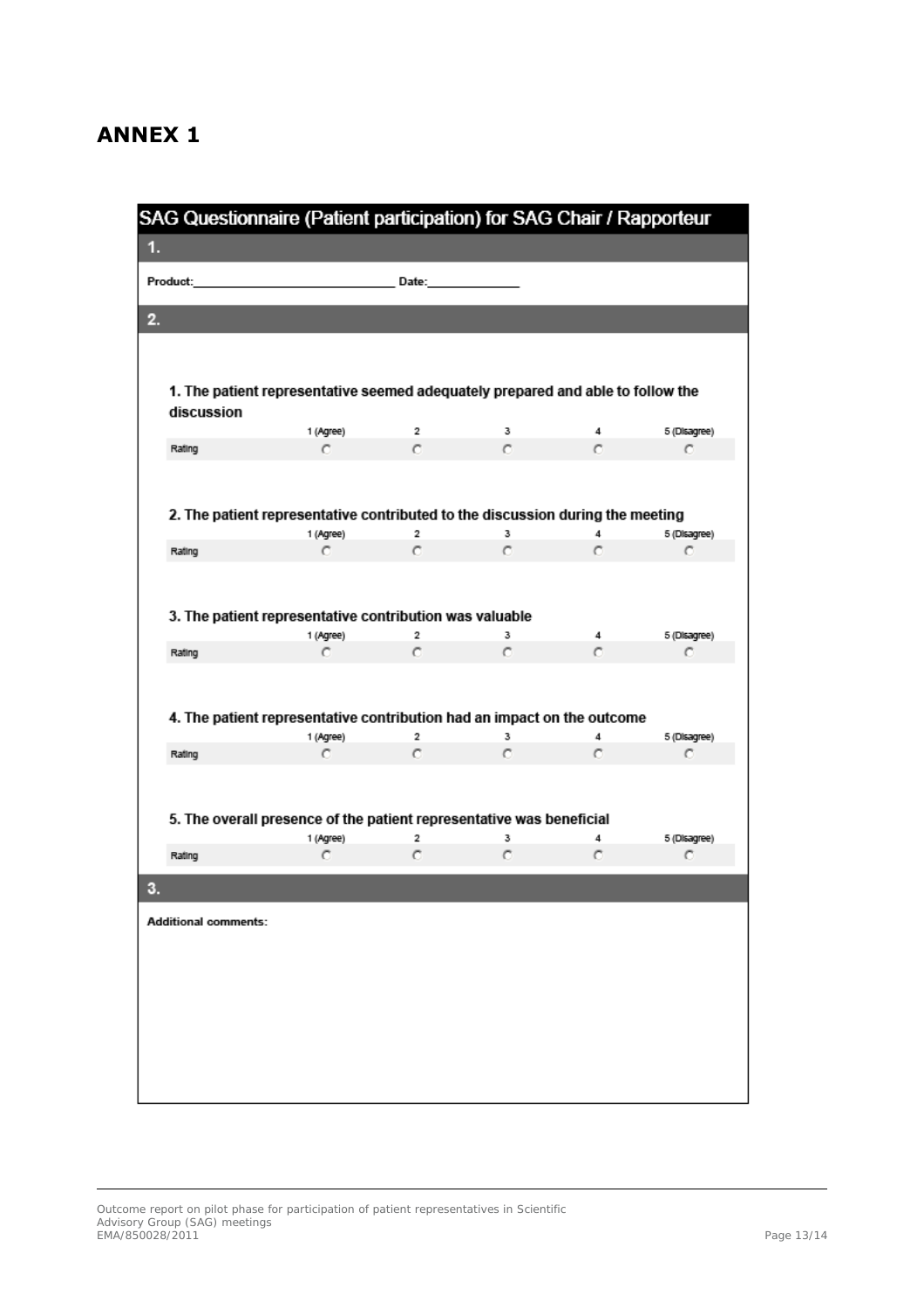# ANNEX 1

## SAG Questionnaire (Patient participation) for SAG Chair / Rapporteur

### 1.

Product:_____________________________ Date:______________

### 2.

**1. The patient representative seemed adequately prepared and able to follow the discussion**

| | 1 (Agree) | 2 | 3 | 4 | 5 (Disagree) |
|---|---|---|---|---|---|
| Rating | ○ | ○ | ○ | ○ | ○ |

**2. The patient representative contributed to the discussion during the meeting**

| | 1 (Agree) | 2 | 3 | 4 | 5 (Disagree) |
|---|---|---|---|---|---|
| Rating | ○ | ○ | ○ | ○ | ○ |

**3. The patient representative contribution was valuable**

| | 1 (Agree) | 2 | 3 | 4 | 5 (Disagree) |
|---|---|---|---|---|---|
| Rating | ○ | ○ | ○ | ○ | ○ |

**4. The patient representative contribution had an impact on the outcome**

| | 1 (Agree) | 2 | 3 | 4 | 5 (Disagree) |
|---|---|---|---|---|---|
| Rating | ○ | ○ | ○ | ○ | ○ |

**5. The overall presence of the patient representative was beneficial**

| | 1 (Agree) | 2 | 3 | 4 | 5 (Disagree) |
|---|---|---|---|---|---|
| Rating | ○ | ○ | ○ | ○ | ○ |

### 3.

**Additional comments:**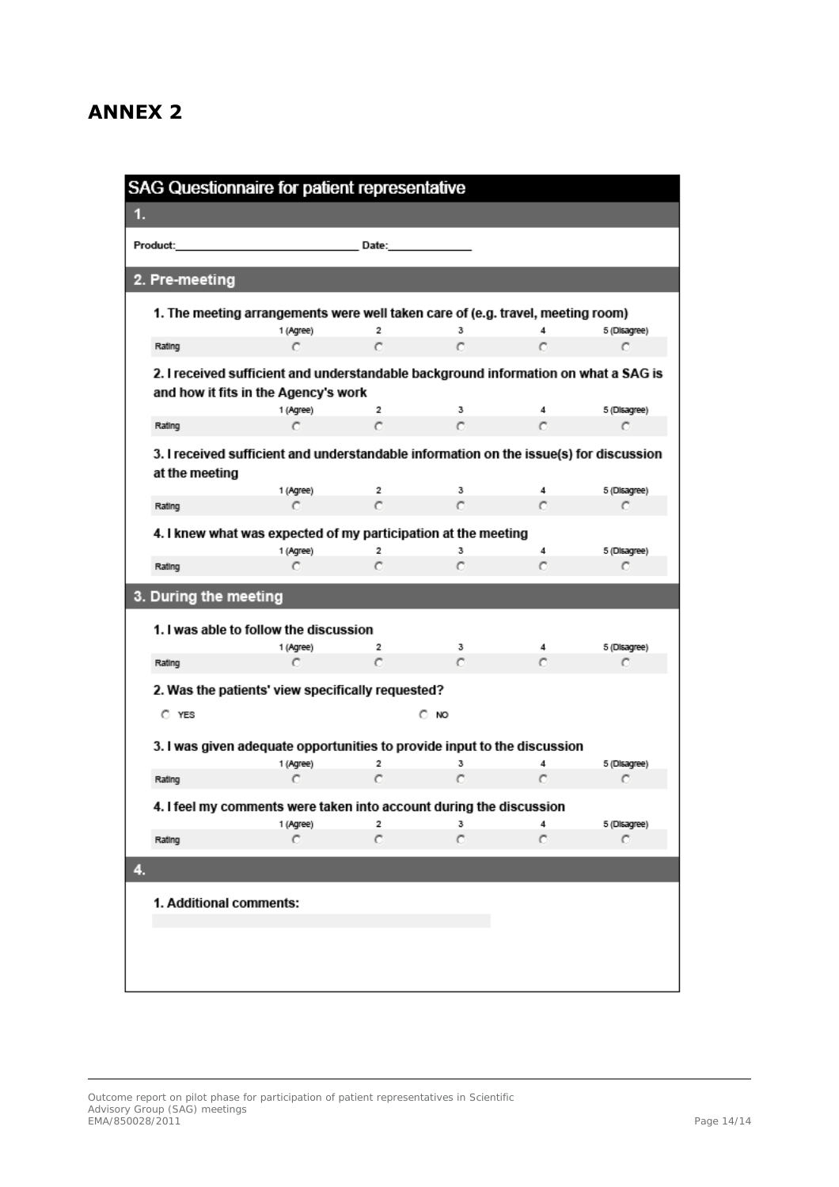# ANNEX 2

## SAG Questionnaire for patient representative

### 1.

Product:______________________________ Date:______________

### 2. Pre-meeting

**1. The meeting arrangements were well taken care of (e.g. travel, meeting room)**

| | 1 (Agree) | 2 | 3 | 4 | 5 (Disagree) |
|---|---|---|---|---|---|
| Rating | ○ | ○ | ○ | ○ | ○ |

**2. I received sufficient and understandable background information on what a SAG is and how it fits in the Agency's work**

| | 1 (Agree) | 2 | 3 | 4 | 5 (Disagree) |
|---|---|---|---|---|---|
| Rating | ○ | ○ | ○ | ○ | ○ |

**3. I received sufficient and understandable information on the issue(s) for discussion at the meeting**

| | 1 (Agree) | 2 | 3 | 4 | 5 (Disagree) |
|---|---|---|---|---|---|
| Rating | ○ | ○ | ○ | ○ | ○ |

**4. I knew what was expected of my participation at the meeting**

| | 1 (Agree) | 2 | 3 | 4 | 5 (Disagree) |
|---|---|---|---|---|---|
| Rating | ○ | ○ | ○ | ○ | ○ |

### 3. During the meeting

**1. I was able to follow the discussion**

| | 1 (Agree) | 2 | 3 | 4 | 5 (Disagree) |
|---|---|---|---|---|---|
| Rating | ○ | ○ | ○ | ○ | ○ |

**2. Was the patients' view specifically requested?**

○ YES ○ NO

**3. I was given adequate opportunities to provide input to the discussion**

| | 1 (Agree) | 2 | 3 | 4 | 5 (Disagree) |
|---|---|---|---|---|---|
| Rating | ○ | ○ | ○ | ○ | ○ |

**4. I feel my comments were taken into account during the discussion**

| | 1 (Agree) | 2 | 3 | 4 | 5 (Disagree) |
|---|---|---|---|---|---|
| Rating | ○ | ○ | ○ | ○ | ○ |

### 4.

**1. Additional comments:**